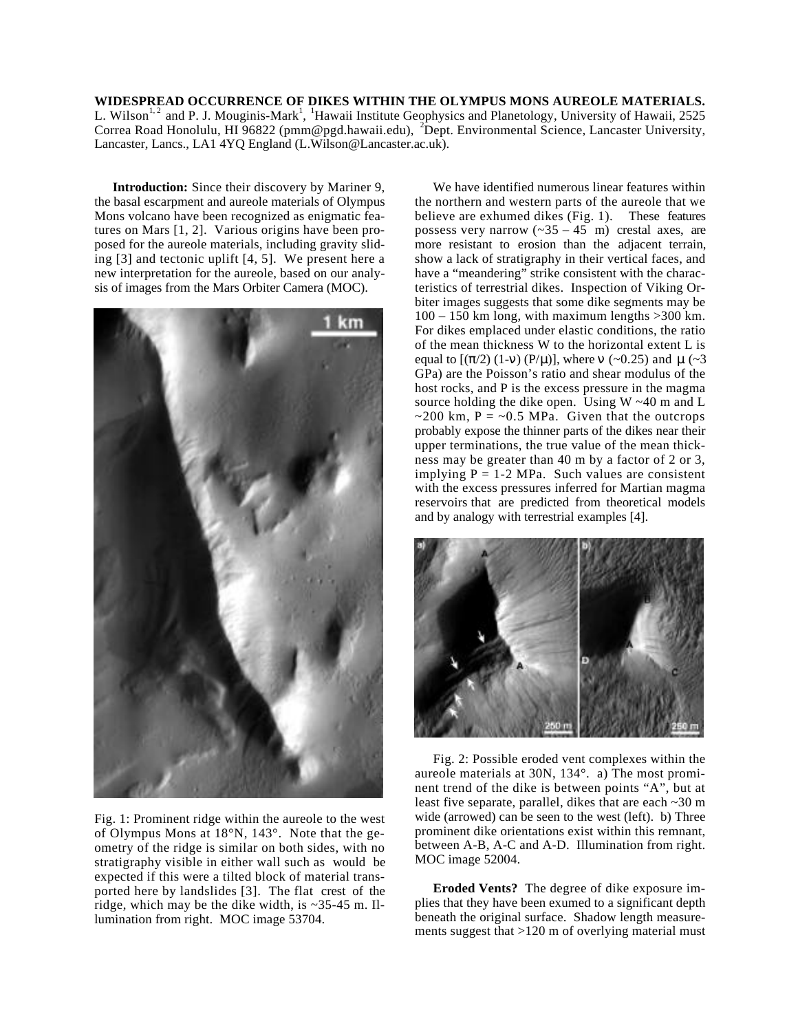**WIDESPREAD OCCURRENCE OF DIKES WITHIN THE OLYMPUS MONS AUREOLE MATERIALS.** L. Wilson[1, 2] and P. J. Mouginis-Mark[1], [1]Hawaii Institute Geophysics and Planetology, University of Hawaii, 2525 Correa Road Honolulu, HI 96822 (pmm@pgd.hawaii.edu), [2]Dept. Environmental Science, Lancaster University, Lancaster, Lancs., LA1 4YQ England (L.Wilson@Lancaster.ac.uk).

**Introduction:** Since their discovery by Mariner 9, the basal escarpment and aureole materials of Olympus Mons volcano have been recognized as enigmatic features on Mars [1, 2]. Various origins have been proposed for the aureole materials, including gravity sliding [3] and tectonic uplift [4, 5]. We present here a new interpretation for the aureole, based on our analysis of images from the Mars Orbiter Camera (MOC).

Fig. 1: Prominent ridge within the aureole to the west of Olympus Mons at 18°N, 143°. Note that the geometry of the ridge is similar on both sides, with no stratigraphy visible in either wall such as would be expected if this were a tilted block of material transported here by landslides [3]. The flat crest of the ridge, which may be the dike width, is ~35-45 m. Illumination from right. MOC image 53704.

We have identified numerous linear features within the northern and western parts of the aureole that we believe are exhumed dikes (Fig. 1). These features possess very narrow (~35 – 45 m) crestal axes, are more resistant to erosion than the adjacent terrain, show a lack of stratigraphy in their vertical faces, and have a "meandering" strike consistent with the characteristics of terrestrial dikes. Inspection of Viking Orbiter images suggests that some dike segments may be 100 – 150 km long, with maximum lengths >300 km. For dikes emplaced under elastic conditions, the ratio of the mean thickness W to the horizontal extent L is equal to $[(\pi/2)(1-\nu)(P/\mu)]$, where $\nu$ (~0.25) and $\mu$ (~3 GPa) are the Poisson's ratio and shear modulus of the host rocks, and P is the excess pressure in the magma source holding the dike open. Using W ~40 m and L ~200 km, P = ~0.5 MPa. Given that the outcrops probably expose the thinner parts of the dikes near their upper terminations, the true value of the mean thickness may be greater than 40 m by a factor of 2 or 3, implying P = 1-2 MPa. Such values are consistent with the excess pressures inferred for Martian magma reservoirs that are predicted from theoretical models and by analogy with terrestrial examples [4].

Fig. 2: Possible eroded vent complexes within the aureole materials at 30N, 134°. a) The most prominent trend of the dike is between points "A", but at least five separate, parallel, dikes that are each ~30 m wide (arrowed) can be seen to the west (left). b) Three prominent dike orientations exist within this remnant, between A-B, A-C and A-D. Illumination from right. MOC image 52004.

**Eroded Vents?** The degree of dike exposure implies that they have been exumed to a significant depth beneath the original surface. Shadow length measurements suggest that >120 m of overlying material must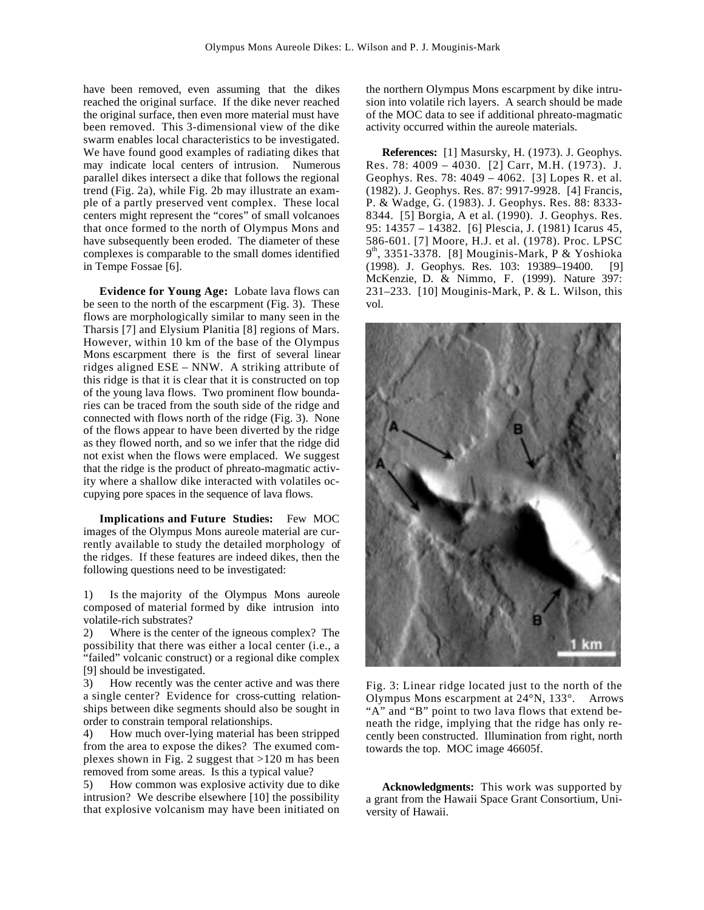have been removed, even assuming that the dikes reached the original surface. If the dike never reached the original surface, then even more material must have been removed. This 3-dimensional view of the dike swarm enables local characteristics to be investigated. We have found good examples of radiating dikes that may indicate local centers of intrusion. Numerous parallel dikes intersect a dike that follows the regional trend (Fig. 2a), while Fig. 2b may illustrate an example of a partly preserved vent complex. These local centers might represent the "cores" of small volcanoes that once formed to the north of Olympus Mons and have subsequently been eroded. The diameter of these complexes is comparable to the small domes identified in Tempe Fossae [6].

**Evidence for Young Age:** Lobate lava flows can be seen to the north of the escarpment (Fig. 3). These flows are morphologically similar to many seen in the Tharsis [7] and Elysium Planitia [8] regions of Mars. However, within 10 km of the base of the Olympus Mons escarpment there is the first of several linear ridges aligned ESE – NNW. A striking attribute of this ridge is that it is clear that it is constructed on top of the young lava flows. Two prominent flow boundaries can be traced from the south side of the ridge and connected with flows north of the ridge (Fig. 3). None of the flows appear to have been diverted by the ridge as they flowed north, and so we infer that the ridge did not exist when the flows were emplaced. We suggest that the ridge is the product of phreato-magmatic activity where a shallow dike interacted with volatiles occupying pore spaces in the sequence of lava flows.

**Implications and Future Studies:** Few MOC images of the Olympus Mons aureole material are currently available to study the detailed morphology of the ridges. If these features are indeed dikes, then the following questions need to be investigated:

1) Is the majority of the Olympus Mons aureole composed of material formed by dike intrusion into volatile-rich substrates?
2) Where is the center of the igneous complex? The possibility that there was either a local center (i.e., a "failed" volcanic construct) or a regional dike complex [9] should be investigated.
3) How recently was the center active and was there a single center? Evidence for cross-cutting relationships between dike segments should also be sought in order to constrain temporal relationships.
4) How much over-lying material has been stripped from the area to expose the dikes? The exumed complexes shown in Fig. 2 suggest that >120 m has been removed from some areas. Is this a typical value?
5) How common was explosive activity due to dike intrusion? We describe elsewhere [10] the possibility that explosive volcanism may have been initiated on the northern Olympus Mons escarpment by dike intrusion into volatile rich layers. A search should be made of the MOC data to see if additional phreato-magmatic activity occurred within the aureole materials.

**References:** [1] Masursky, H. (1973). J. Geophys. Res. 78: 4009 – 4030. [2] Carr, M.H. (1973). J. Geophys. Res. 78: 4049 – 4062. [3] Lopes R. et al. (1982). J. Geophys. Res. 87: 9917-9928. [4] Francis, P. & Wadge, G. (1983). J. Geophys. Res. 88: 8333-8344. [5] Borgia, A et al. (1990). J. Geophys. Res. 95: 14357 – 14382. [6] Plescia, J. (1981) Icarus 45, 586-601. [7] Moore, H.J. et al. (1978). Proc. LPSC 9th, 3351-3378. [8] Mouginis-Mark, P & Yoshioka (1998). J. Geophys. Res. 103: 19389–19400. [9] McKenzie, D. & Nimmo, F. (1999). Nature 397: 231–233. [10] Mouginis-Mark, P. & L. Wilson, this vol.

A
A
B
B
1 km

Fig. 3: Linear ridge located just to the north of the Olympus Mons escarpment at 24°N, 133°. Arrows "A" and "B" point to two lava flows that extend beneath the ridge, implying that the ridge has only recently been constructed. Illumination from right, north towards the top. MOC image 46605f.

**Acknowledgments:** This work was supported by a grant from the Hawaii Space Grant Consortium, University of Hawaii.